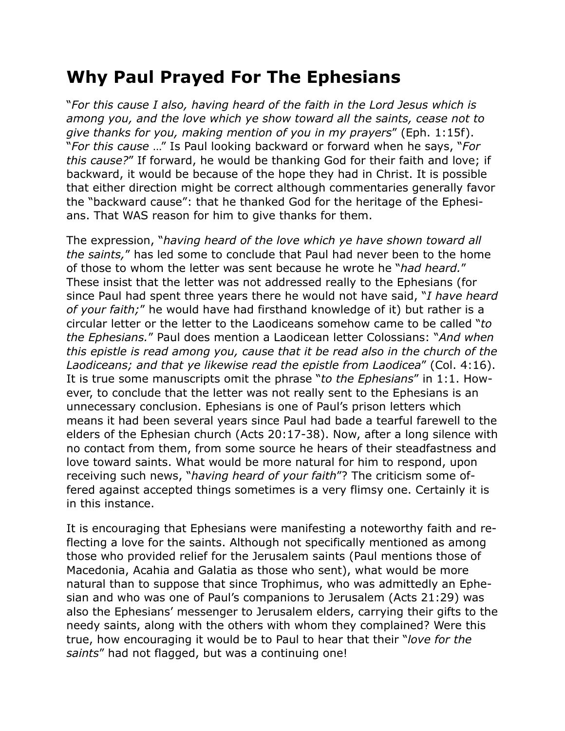# Why Paul Prayed For The Ephesians

"*For this cause I also, having heard of the faith in the Lord Jesus which is among you, and the love which ye show toward all the saints, cease not to give thanks for you, making mention of you in my prayers*" (Eph. 1:15f). "*For this cause* …" Is Paul looking backward or forward when he says, "*For this cause?*" If forward, he would be thanking God for their faith and love; if backward, it would be because of the hope they had in Christ. It is possible that either direction might be correct although commentaries generally favor the "backward cause": that he thanked God for the heritage of the Ephesians. That WAS reason for him to give thanks for them.

The expression, "*having heard of the love which ye have shown toward all the saints,*" has led some to conclude that Paul had never been to the home of those to whom the letter was sent because he wrote he "*had heard.*" These insist that the letter was not addressed really to the Ephesians (for since Paul had spent three years there he would not have said, "*I have heard of your faith;*" he would have had firsthand knowledge of it) but rather is a circular letter or the letter to the Laodiceans somehow came to be called "*to the Ephesians.*" Paul does mention a Laodicean letter Colossians: "*And when this epistle is read among you, cause that it be read also in the church of the Laodiceans; and that ye likewise read the epistle from Laodicea*" (Col. 4:16). It is true some manuscripts omit the phrase "*to the Ephesians*" in 1:1. However, to conclude that the letter was not really sent to the Ephesians is an unnecessary conclusion. Ephesians is one of Paul's prison letters which means it had been several years since Paul had bade a tearful farewell to the elders of the Ephesian church (Acts 20:17-38). Now, after a long silence with no contact from them, from some source he hears of their steadfastness and love toward saints. What would be more natural for him to respond, upon receiving such news, "*having heard of your faith*"? The criticism some offered against accepted things sometimes is a very flimsy one. Certainly it is in this instance.

It is encouraging that Ephesians were manifesting a noteworthy faith and reflecting a love for the saints. Although not specifically mentioned as among those who provided relief for the Jerusalem saints (Paul mentions those of Macedonia, Acahia and Galatia as those who sent), what would be more natural than to suppose that since Trophimus, who was admittedly an Ephesian and who was one of Paul's companions to Jerusalem (Acts 21:29) was also the Ephesians' messenger to Jerusalem elders, carrying their gifts to the needy saints, along with the others with whom they complained? Were this true, how encouraging it would be to Paul to hear that their "*love for the saints*" had not flagged, but was a continuing one!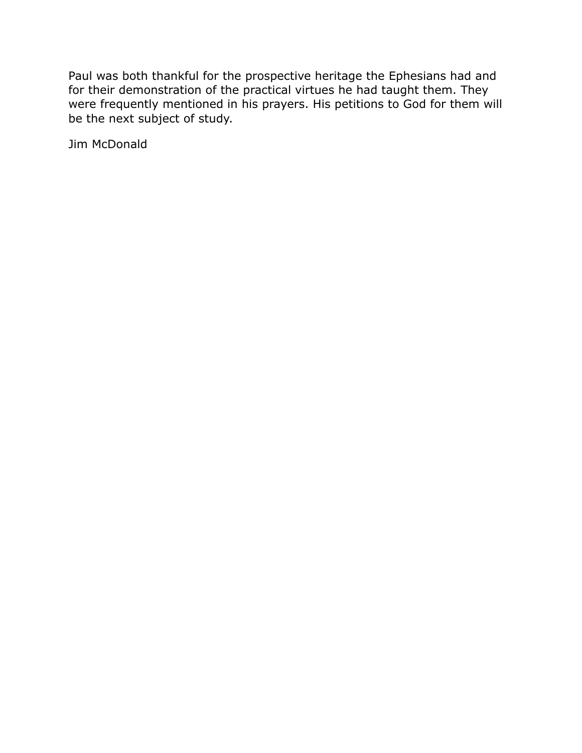Paul was both thankful for the prospective heritage the Ephesians had and for their demonstration of the practical virtues he had taught them. They were frequently mentioned in his prayers. His petitions to God for them will be the next subject of study.

Jim McDonald